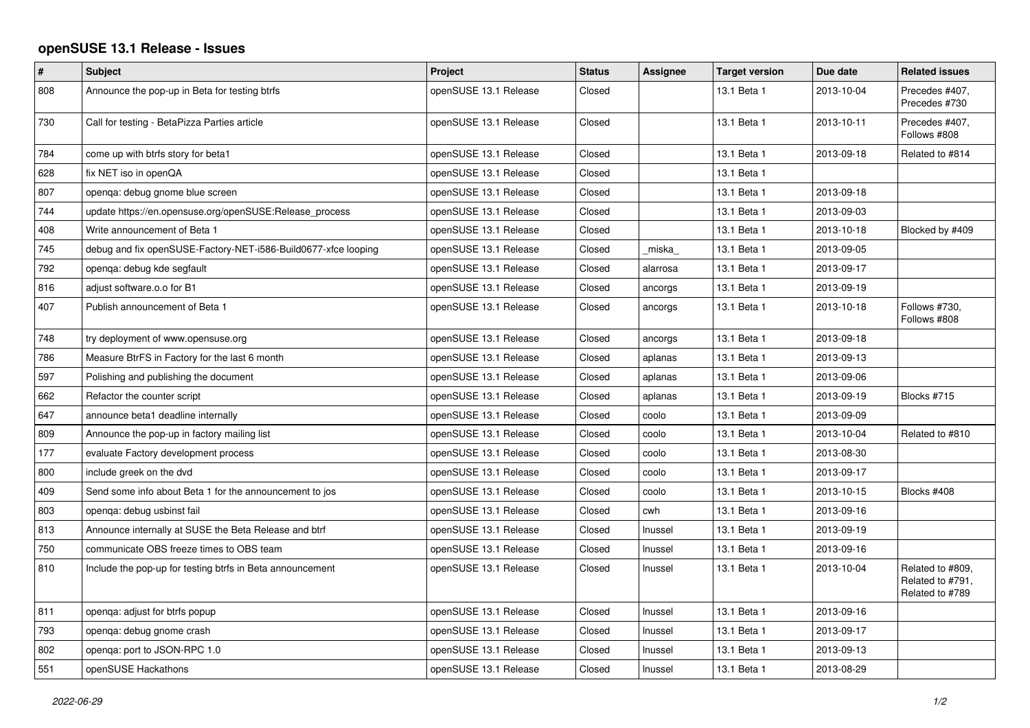# openSUSE 13.1 Release - Issues

| # | Subject | Project | Status | Assignee | Target version | Due date | Related issues |
|---|---|---|---|---|---|---|---|
| 808 | Announce the pop-up in Beta for testing btrfs | openSUSE 13.1 Release | Closed | | 13.1 Beta 1 | 2013-10-04 | Precedes #407, Precedes #730 |
| 730 | Call for testing - BetaPizza Parties article | openSUSE 13.1 Release | Closed | | 13.1 Beta 1 | 2013-10-11 | Precedes #407, Follows #808 |
| 784 | come up with btrfs story for beta1 | openSUSE 13.1 Release | Closed | | 13.1 Beta 1 | 2013-09-18 | Related to #814 |
| 628 | fix NET iso in openQA | openSUSE 13.1 Release | Closed | | 13.1 Beta 1 | | |
| 807 | openqa: debug gnome blue screen | openSUSE 13.1 Release | Closed | | 13.1 Beta 1 | 2013-09-18 | |
| 744 | update https://en.opensuse.org/openSUSE:Release_process | openSUSE 13.1 Release | Closed | | 13.1 Beta 1 | 2013-09-03 | |
| 408 | Write announcement of Beta 1 | openSUSE 13.1 Release | Closed | | 13.1 Beta 1 | 2013-10-18 | Blocked by #409 |
| 745 | debug and fix openSUSE-Factory-NET-i586-Build0677-xfce looping | openSUSE 13.1 Release | Closed | _miska_ | 13.1 Beta 1 | 2013-09-05 | |
| 792 | openqa: debug kde segfault | openSUSE 13.1 Release | Closed | alarrosa | 13.1 Beta 1 | 2013-09-17 | |
| 816 | adjust software.o.o for B1 | openSUSE 13.1 Release | Closed | ancorgs | 13.1 Beta 1 | 2013-09-19 | |
| 407 | Publish announcement of Beta 1 | openSUSE 13.1 Release | Closed | ancorgs | 13.1 Beta 1 | 2013-10-18 | Follows #730, Follows #808 |
| 748 | try deployment of www.opensuse.org | openSUSE 13.1 Release | Closed | ancorgs | 13.1 Beta 1 | 2013-09-18 | |
| 786 | Measure BtrFS in Factory for the last 6 month | openSUSE 13.1 Release | Closed | aplanas | 13.1 Beta 1 | 2013-09-13 | |
| 597 | Polishing and publishing the document | openSUSE 13.1 Release | Closed | aplanas | 13.1 Beta 1 | 2013-09-06 | |
| 662 | Refactor the counter script | openSUSE 13.1 Release | Closed | aplanas | 13.1 Beta 1 | 2013-09-19 | Blocks #715 |
| 647 | announce beta1 deadline internally | openSUSE 13.1 Release | Closed | coolo | 13.1 Beta 1 | 2013-09-09 | |
| 809 | Announce the pop-up in factory mailing list | openSUSE 13.1 Release | Closed | coolo | 13.1 Beta 1 | 2013-10-04 | Related to #810 |
| 177 | evaluate Factory development process | openSUSE 13.1 Release | Closed | coolo | 13.1 Beta 1 | 2013-08-30 | |
| 800 | include greek on the dvd | openSUSE 13.1 Release | Closed | coolo | 13.1 Beta 1 | 2013-09-17 | |
| 409 | Send some info about Beta 1 for the announcement to jos | openSUSE 13.1 Release | Closed | coolo | 13.1 Beta 1 | 2013-10-15 | Blocks #408 |
| 803 | openqa: debug usbinst fail | openSUSE 13.1 Release | Closed | cwh | 13.1 Beta 1 | 2013-09-16 | |
| 813 | Announce internally at SUSE the Beta Release and btrf | openSUSE 13.1 Release | Closed | lnussel | 13.1 Beta 1 | 2013-09-19 | |
| 750 | communicate OBS freeze times to OBS team | openSUSE 13.1 Release | Closed | lnussel | 13.1 Beta 1 | 2013-09-16 | |
| 810 | Include the pop-up for testing btrfs in Beta announcement | openSUSE 13.1 Release | Closed | lnussel | 13.1 Beta 1 | 2013-10-04 | Related to #809, Related to #791, Related to #789 |
| 811 | openqa: adjust for btrfs popup | openSUSE 13.1 Release | Closed | lnussel | 13.1 Beta 1 | 2013-09-16 | |
| 793 | openqa: debug gnome crash | openSUSE 13.1 Release | Closed | lnussel | 13.1 Beta 1 | 2013-09-17 | |
| 802 | openqa: port to JSON-RPC 1.0 | openSUSE 13.1 Release | Closed | lnussel | 13.1 Beta 1 | 2013-09-13 | |
| 551 | openSUSE Hackathons | openSUSE 13.1 Release | Closed | lnussel | 13.1 Beta 1 | 2013-08-29 | |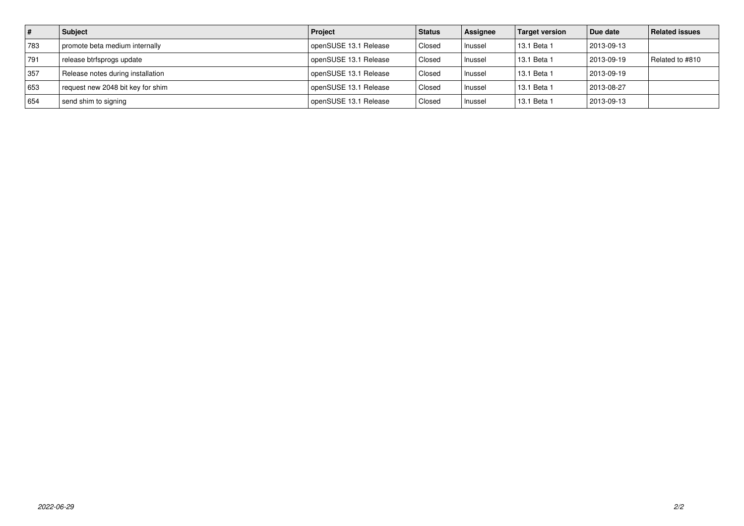| # | Subject | Project | Status | Assignee | Target version | Due date | Related issues |
|---|---|---|---|---|---|---|---|
| 783 | promote beta medium internally | openSUSE 13.1 Release | Closed | lnussel | 13.1 Beta 1 | 2013-09-13 | |
| 791 | release btrfsprogs update | openSUSE 13.1 Release | Closed | lnussel | 13.1 Beta 1 | 2013-09-19 | Related to #810 |
| 357 | Release notes during installation | openSUSE 13.1 Release | Closed | lnussel | 13.1 Beta 1 | 2013-09-19 | |
| 653 | request new 2048 bit key for shim | openSUSE 13.1 Release | Closed | lnussel | 13.1 Beta 1 | 2013-08-27 | |
| 654 | send shim to signing | openSUSE 13.1 Release | Closed | lnussel | 13.1 Beta 1 | 2013-09-13 | |